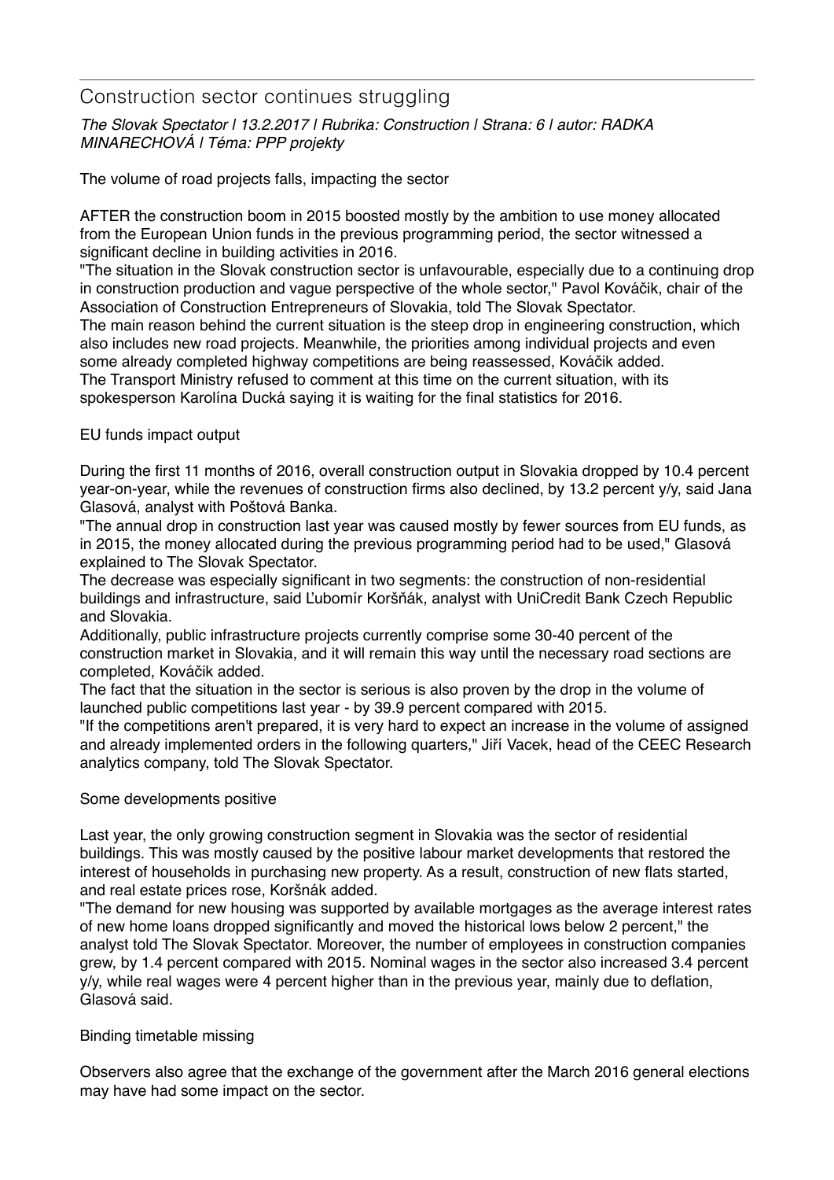# Construction sector continues struggling

*The Slovak Spectator | 13.2.2017 | Rubrika: Construction | Strana: 6 | autor: RADKA MINARECHOVÁ | Téma: PPP projekty*

The volume of road projects falls, impacting the sector

AFTER the construction boom in 2015 boosted mostly by the ambition to use money allocated from the European Union funds in the previous programming period, the sector witnessed a significant decline in building activities in 2016.

"The situation in the Slovak construction sector is unfavourable, especially due to a continuing drop in construction production and vague perspective of the whole sector," Pavol Kováčik, chair of the Association of Construction Entrepreneurs of Slovakia, told The Slovak Spectator.

The main reason behind the current situation is the steep drop in engineering construction, which also includes new road projects. Meanwhile, the priorities among individual projects and even some already completed highway competitions are being reassessed, Kováčik added.

The Transport Ministry refused to comment at this time on the current situation, with its spokesperson Karolína Ducká saying it is waiting for the final statistics for 2016.

## EU funds impact output

During the first 11 months of 2016, overall construction output in Slovakia dropped by 10.4 percent year-on-year, while the revenues of construction firms also declined, by 13.2 percent y/y, said Jana Glasová, analyst with Poštová Banka.

"The annual drop in construction last year was caused mostly by fewer sources from EU funds, as in 2015, the money allocated during the previous programming period had to be used," Glasová explained to The Slovak Spectator.

The decrease was especially significant in two segments: the construction of non-residential buildings and infrastructure, said Ľubomír Koršňák, analyst with UniCredit Bank Czech Republic and Slovakia.

Additionally, public infrastructure projects currently comprise some 30-40 percent of the construction market in Slovakia, and it will remain this way until the necessary road sections are completed, Kováčik added.

The fact that the situation in the sector is serious is also proven by the drop in the volume of launched public competitions last year - by 39.9 percent compared with 2015.

"If the competitions aren't prepared, it is very hard to expect an increase in the volume of assigned and already implemented orders in the following quarters," Jiří Vacek, head of the CEEC Research analytics company, told The Slovak Spectator.

## Some developments positive

Last year, the only growing construction segment in Slovakia was the sector of residential buildings. This was mostly caused by the positive labour market developments that restored the interest of households in purchasing new property. As a result, construction of new flats started, and real estate prices rose, Koršnák added.

"The demand for new housing was supported by available mortgages as the average interest rates of new home loans dropped significantly and moved the historical lows below 2 percent," the analyst told The Slovak Spectator. Moreover, the number of employees in construction companies grew, by 1.4 percent compared with 2015. Nominal wages in the sector also increased 3.4 percent y/y, while real wages were 4 percent higher than in the previous year, mainly due to deflation, Glasová said.

## Binding timetable missing

Observers also agree that the exchange of the government after the March 2016 general elections may have had some impact on the sector.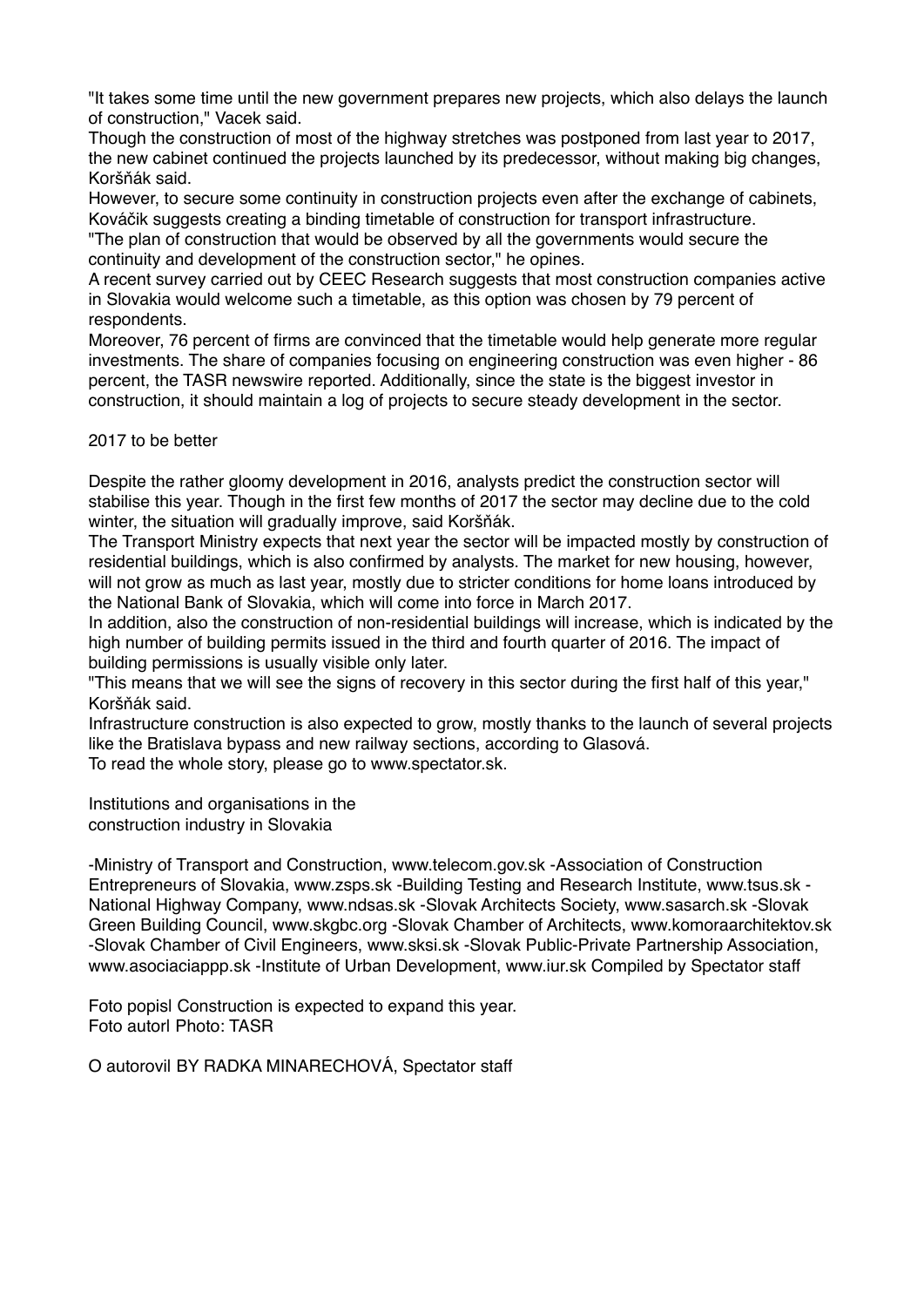"It takes some time until the new government prepares new projects, which also delays the launch of construction," Vacek said.

Though the construction of most of the highway stretches was postponed from last year to 2017, the new cabinet continued the projects launched by its predecessor, without making big changes, Koršňák said.

However, to secure some continuity in construction projects even after the exchange of cabinets, Kováčik suggests creating a binding timetable of construction for transport infrastructure.

"The plan of construction that would be observed by all the governments would secure the continuity and development of the construction sector," he opines.

A recent survey carried out by CEEC Research suggests that most construction companies active in Slovakia would welcome such a timetable, as this option was chosen by 79 percent of respondents.

Moreover, 76 percent of firms are convinced that the timetable would help generate more regular investments. The share of companies focusing on engineering construction was even higher - 86 percent, the TASR newswire reported. Additionally, since the state is the biggest investor in construction, it should maintain a log of projects to secure steady development in the sector.

## 2017 to be better

Despite the rather gloomy development in 2016, analysts predict the construction sector will stabilise this year. Though in the first few months of 2017 the sector may decline due to the cold winter, the situation will gradually improve, said Koršňák.

The Transport Ministry expects that next year the sector will be impacted mostly by construction of residential buildings, which is also confirmed by analysts. The market for new housing, however, will not grow as much as last year, mostly due to stricter conditions for home loans introduced by the National Bank of Slovakia, which will come into force in March 2017.

In addition, also the construction of non-residential buildings will increase, which is indicated by the high number of building permits issued in the third and fourth quarter of 2016. The impact of building permissions is usually visible only later.

"This means that we will see the signs of recovery in this sector during the first half of this year," Koršňák said.

Infrastructure construction is also expected to grow, mostly thanks to the launch of several projects like the Bratislava bypass and new railway sections, according to Glasová.

To read the whole story, please go to www.spectator.sk.

## Institutions and organisations in the construction industry in Slovakia

-Ministry of Transport and Construction, www.telecom.gov.sk -Association of Construction Entrepreneurs of Slovakia, www.zsps.sk -Building Testing and Research Institute, www.tsus.sk -National Highway Company, www.ndsas.sk -Slovak Architects Society, www.sasarch.sk -Slovak Green Building Council, www.skgbc.org -Slovak Chamber of Architects, www.komoraarchitektov.sk -Slovak Chamber of Civil Engineers, www.sksi.sk -Slovak Public-Private Partnership Association, www.asociaciappp.sk -Institute of Urban Development, www.iur.sk Compiled by Spectator staff

Foto popisl Construction is expected to expand this year.
Foto autorl Photo: TASR

O autorovil BY RADKA MINARECHOVÁ, Spectator staff